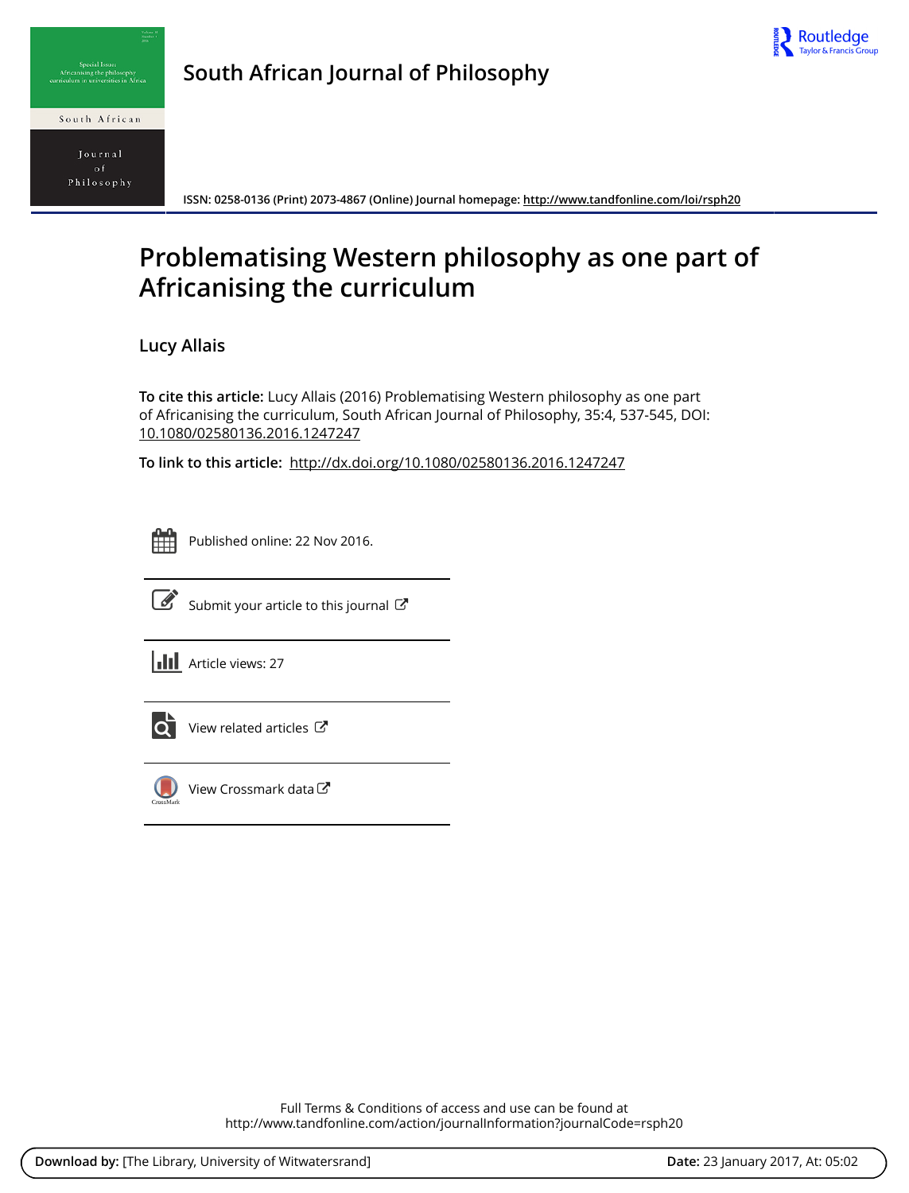# South African Journal of Philosophy

ISSN: 0258-0136 (Print) 2073-4867 (Online) Journal homepage: http://www.tandfonline.com/loi/rsph20

# Problematising Western philosophy as one part of Africanising the curriculum

**Lucy Allais**

**To cite this article:** Lucy Allais (2016) Problematising Western philosophy as one part of Africanising the curriculum, South African Journal of Philosophy, 35:4, 537-545, DOI: 10.1080/02580136.2016.1247247

**To link to this article:** http://dx.doi.org/10.1080/02580136.2016.1247247

Published online: 22 Nov 2016.

Submit your article to this journal

Article views: 27

View related articles

View Crossmark data

Full Terms & Conditions of access and use can be found at
http://www.tandfonline.com/action/journalInformation?journalCode=rsph20

**Download by:** [The Library, University of Witwatersrand] **Date:** 23 January 2017, At: 05:02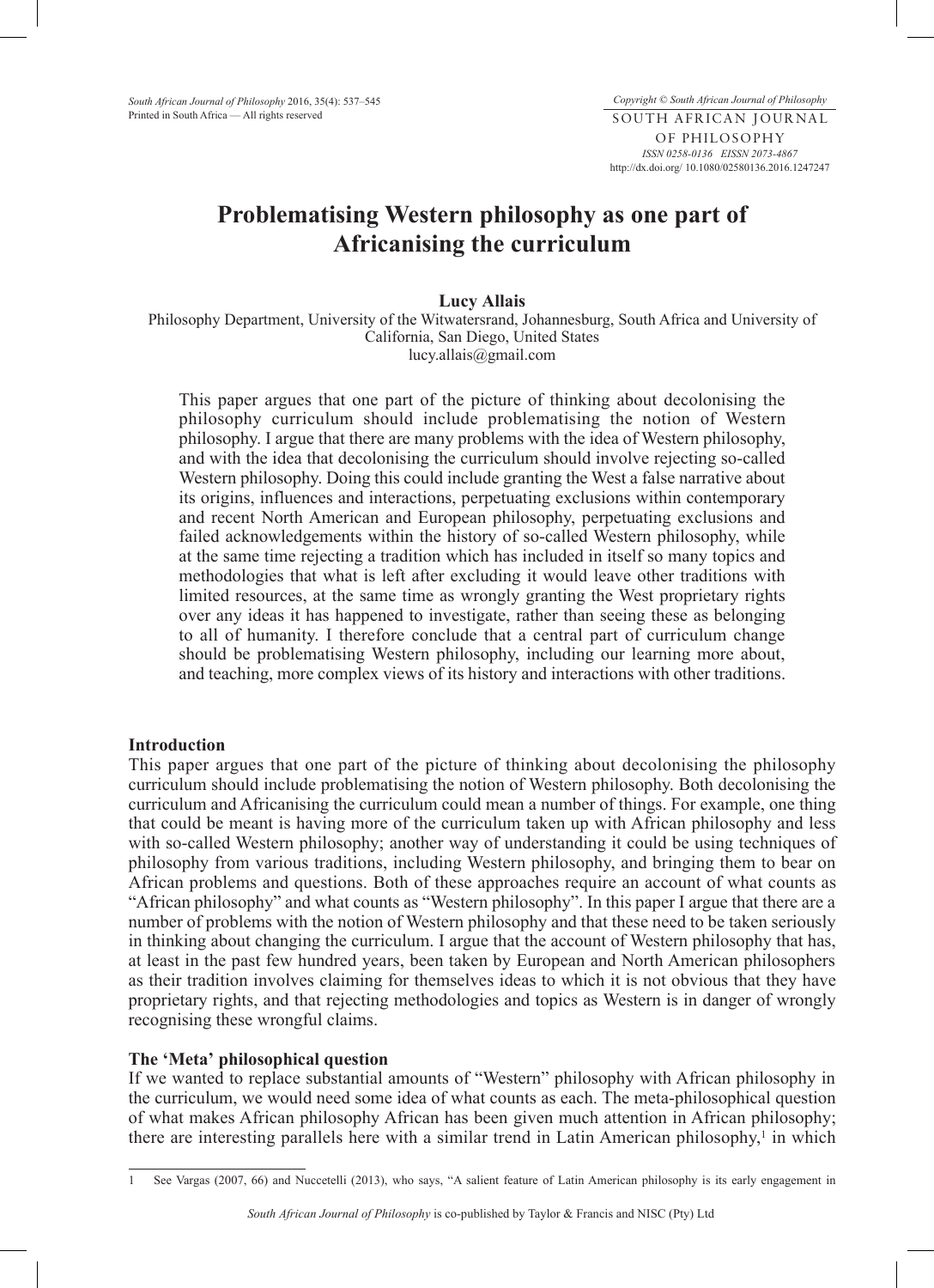# Problematising Western philosophy as one part of Africanising the curriculum

**Lucy Allais**

Philosophy Department, University of the Witwatersrand, Johannesburg, South Africa and University of California, San Diego, United States
lucy.allais@gmail.com

This paper argues that one part of the picture of thinking about decolonising the philosophy curriculum should include problematising the notion of Western philosophy. I argue that there are many problems with the idea of Western philosophy, and with the idea that decolonising the curriculum should involve rejecting so-called Western philosophy. Doing this could include granting the West a false narrative about its origins, influences and interactions, perpetuating exclusions within contemporary and recent North American and European philosophy, perpetuating exclusions and failed acknowledgements within the history of so-called Western philosophy, while at the same time rejecting a tradition which has included in itself so many topics and methodologies that what is left after excluding it would leave other traditions with limited resources, at the same time as wrongly granting the West proprietary rights over any ideas it has happened to investigate, rather than seeing these as belonging to all of humanity. I therefore conclude that a central part of curriculum change should be problematising Western philosophy, including our learning more about, and teaching, more complex views of its history and interactions with other traditions.

## Introduction

This paper argues that one part of the picture of thinking about decolonising the philosophy curriculum should include problematising the notion of Western philosophy. Both decolonising the curriculum and Africanising the curriculum could mean a number of things. For example, one thing that could be meant is having more of the curriculum taken up with African philosophy and less with so-called Western philosophy; another way of understanding it could be using techniques of philosophy from various traditions, including Western philosophy, and bringing them to bear on African problems and questions. Both of these approaches require an account of what counts as "African philosophy" and what counts as "Western philosophy". In this paper I argue that there are a number of problems with the notion of Western philosophy and that these need to be taken seriously in thinking about changing the curriculum. I argue that the account of Western philosophy that has, at least in the past few hundred years, been taken by European and North American philosophers as their tradition involves claiming for themselves ideas to which it is not obvious that they have proprietary rights, and that rejecting methodologies and topics as Western is in danger of wrongly recognising these wrongful claims.

## The 'Meta' philosophical question

If we wanted to replace substantial amounts of "Western" philosophy with African philosophy in the curriculum, we would need some idea of what counts as each. The meta-philosophical question of what makes African philosophy African has been given much attention in African philosophy; there are interesting parallels here with a similar trend in Latin American philosophy,[1] in which

[1] See Vargas (2007, 66) and Nuccetelli (2013), who says, "A salient feature of Latin American philosophy is its early engagement in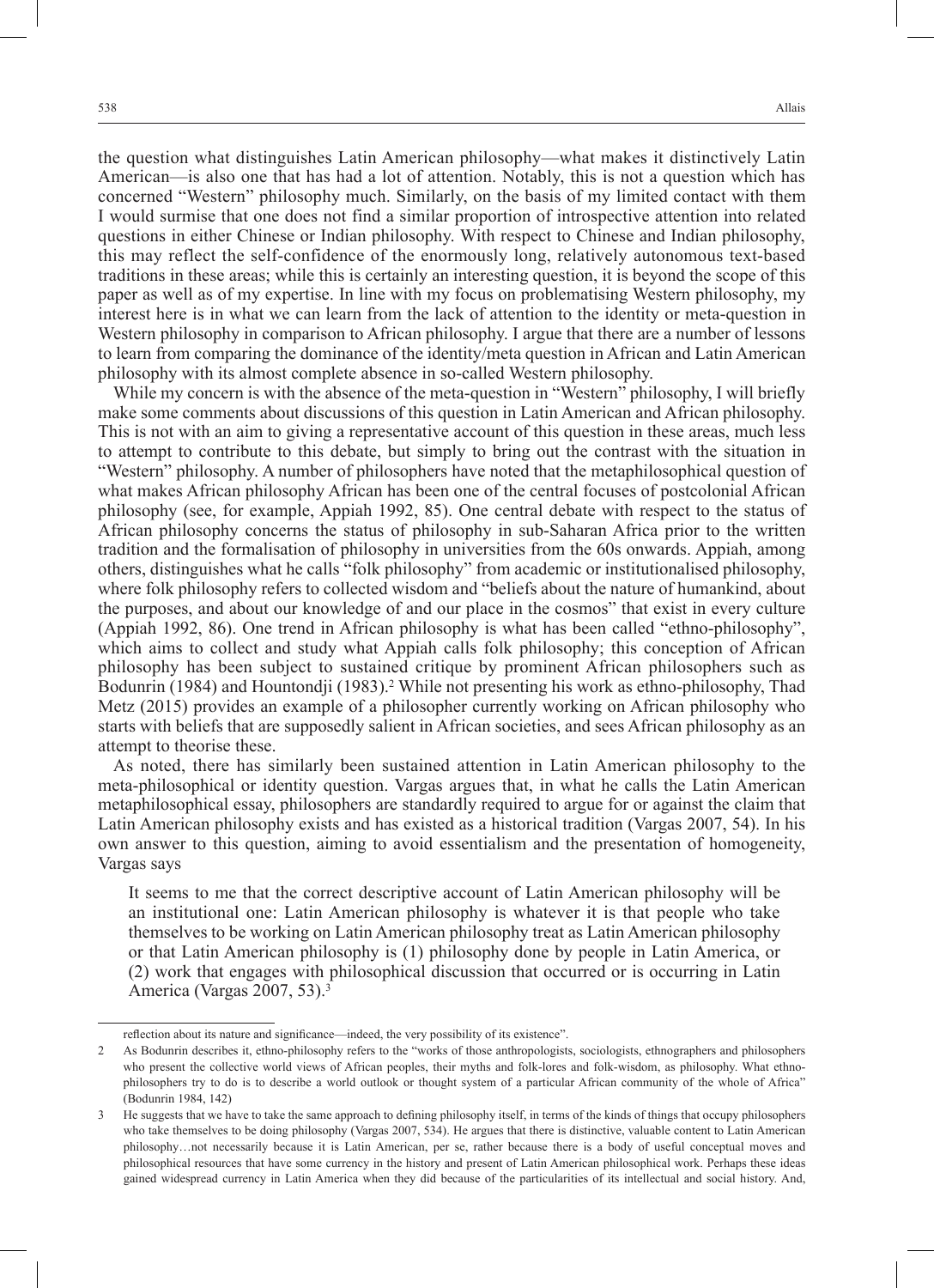the question what distinguishes Latin American philosophy—what makes it distinctively Latin American—is also one that has had a lot of attention. Notably, this is not a question which has concerned "Western" philosophy much. Similarly, on the basis of my limited contact with them I would surmise that one does not find a similar proportion of introspective attention into related questions in either Chinese or Indian philosophy. With respect to Chinese and Indian philosophy, this may reflect the self-confidence of the enormously long, relatively autonomous text-based traditions in these areas; while this is certainly an interesting question, it is beyond the scope of this paper as well as of my expertise. In line with my focus on problematising Western philosophy, my interest here is in what we can learn from the lack of attention to the identity or meta-question in Western philosophy in comparison to African philosophy. I argue that there are a number of lessons to learn from comparing the dominance of the identity/meta question in African and Latin American philosophy with its almost complete absence in so-called Western philosophy.

While my concern is with the absence of the meta-question in "Western" philosophy, I will briefly make some comments about discussions of this question in Latin American and African philosophy. This is not with an aim to giving a representative account of this question in these areas, much less to attempt to contribute to this debate, but simply to bring out the contrast with the situation in "Western" philosophy. A number of philosophers have noted that the metaphilosophical question of what makes African philosophy African has been one of the central focuses of postcolonial African philosophy (see, for example, Appiah 1992, 85). One central debate with respect to the status of African philosophy concerns the status of philosophy in sub-Saharan Africa prior to the written tradition and the formalisation of philosophy in universities from the 60s onwards. Appiah, among others, distinguishes what he calls "folk philosophy" from academic or institutionalised philosophy, where folk philosophy refers to collected wisdom and "beliefs about the nature of humankind, about the purposes, and about our knowledge of and our place in the cosmos" that exist in every culture (Appiah 1992, 86). One trend in African philosophy is what has been called "ethno-philosophy", which aims to collect and study what Appiah calls folk philosophy; this conception of African philosophy has been subject to sustained critique by prominent African philosophers such as Bodunrin (1984) and Hountondji (1983).[2] While not presenting his work as ethno-philosophy, Thad Metz (2015) provides an example of a philosopher currently working on African philosophy who starts with beliefs that are supposedly salient in African societies, and sees African philosophy as an attempt to theorise these.

As noted, there has similarly been sustained attention in Latin American philosophy to the meta-philosophical or identity question. Vargas argues that, in what he calls the Latin American metaphilosophical essay, philosophers are standardly required to argue for or against the claim that Latin American philosophy exists and has existed as a historical tradition (Vargas 2007, 54). In his own answer to this question, aiming to avoid essentialism and the presentation of homogeneity, Vargas says

> It seems to me that the correct descriptive account of Latin American philosophy will be an institutional one: Latin American philosophy is whatever it is that people who take themselves to be working on Latin American philosophy treat as Latin American philosophy or that Latin American philosophy is (1) philosophy done by people in Latin America, or (2) work that engages with philosophical discussion that occurred or is occurring in Latin America (Vargas 2007, 53).[3]

---

reflection about its nature and significance—indeed, the very possibility of its existence".

2 As Bodunrin describes it, ethno-philosophy refers to the "works of those anthropologists, sociologists, ethnographers and philosophers who present the collective world views of African peoples, their myths and folk-lores and folk-wisdom, as philosophy. What ethno-philosophers try to do is to describe a world outlook or thought system of a particular African community of the whole of Africa" (Bodunrin 1984, 142)

3 He suggests that we have to take the same approach to defining philosophy itself, in terms of the kinds of things that occupy philosophers who take themselves to be doing philosophy (Vargas 2007, 534). He argues that there is distinctive, valuable content to Latin American philosophy…not necessarily because it is Latin American, per se, rather because there is a body of useful conceptual moves and philosophical resources that have some currency in the history and present of Latin American philosophical work. Perhaps these ideas gained widespread currency in Latin America when they did because of the particularities of its intellectual and social history. And,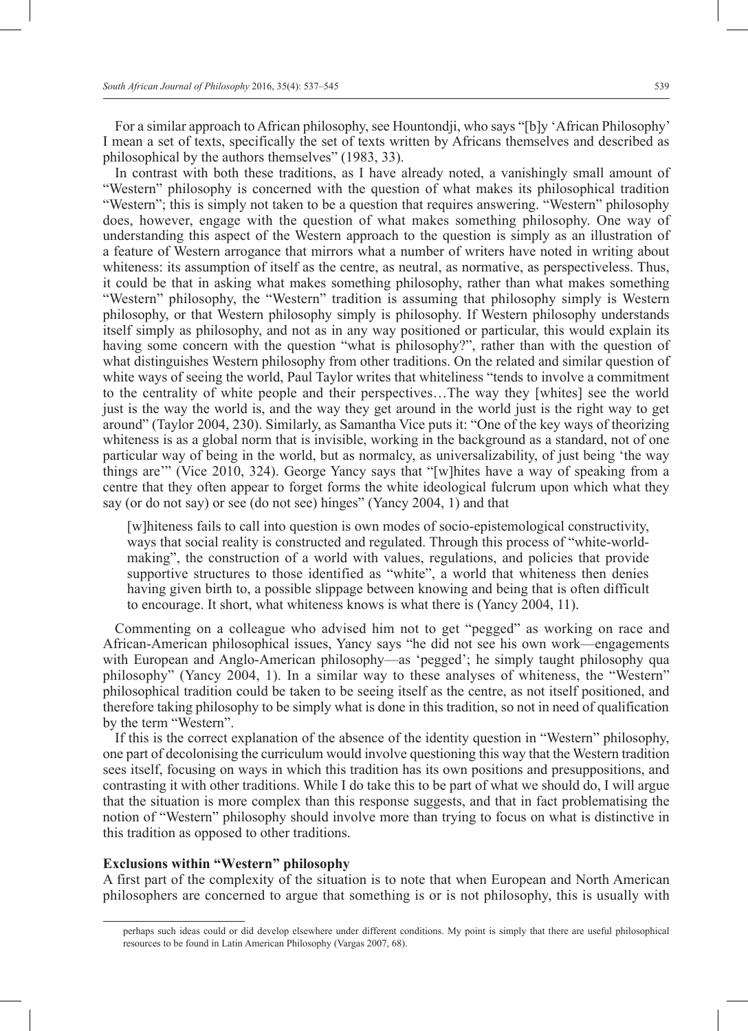For a similar approach to African philosophy, see Hountondji, who says "[b]y 'African Philosophy' I mean a set of texts, specifically the set of texts written by Africans themselves and described as philosophical by the authors themselves" (1983, 33).

In contrast with both these traditions, as I have already noted, a vanishingly small amount of "Western" philosophy is concerned with the question of what makes its philosophical tradition "Western"; this is simply not taken to be a question that requires answering. "Western" philosophy does, however, engage with the question of what makes something philosophy. One way of understanding this aspect of the Western approach to the question is simply as an illustration of a feature of Western arrogance that mirrors what a number of writers have noted in writing about whiteness: its assumption of itself as the centre, as neutral, as normative, as perspectiveless. Thus, it could be that in asking what makes something philosophy, rather than what makes something "Western" philosophy, the "Western" tradition is assuming that philosophy simply is Western philosophy, or that Western philosophy simply is philosophy. If Western philosophy understands itself simply as philosophy, and not as in any way positioned or particular, this would explain its having some concern with the question "what is philosophy?", rather than with the question of what distinguishes Western philosophy from other traditions. On the related and similar question of white ways of seeing the world, Paul Taylor writes that whiteliness "tends to involve a commitment to the centrality of white people and their perspectives…The way they [whites] see the world just is the way the world is, and the way they get around in the world just is the right way to get around" (Taylor 2004, 230). Similarly, as Samantha Vice puts it: "One of the key ways of theorizing whiteness is as a global norm that is invisible, working in the background as a standard, not of one particular way of being in the world, but as normalcy, as universalizability, of just being 'the way things are'" (Vice 2010, 324). George Yancy says that "[w]hites have a way of speaking from a centre that they often appear to forget forms the white ideological fulcrum upon which what they say (or do not say) or see (do not see) hinges" (Yancy 2004, 1) and that

> [w]hiteness fails to call into question is own modes of socio-epistemological constructivity, ways that social reality is constructed and regulated. Through this process of "white-world-making", the construction of a world with values, regulations, and policies that provide supportive structures to those identified as "white", a world that whiteness then denies having given birth to, a possible slippage between knowing and being that is often difficult to encourage. It short, what whiteness knows is what there is (Yancy 2004, 11).

Commenting on a colleague who advised him not to get "pegged" as working on race and African-American philosophical issues, Yancy says "he did not see his own work—engagements with European and Anglo-American philosophy—as 'pegged'; he simply taught philosophy qua philosophy" (Yancy 2004, 1). In a similar way to these analyses of whiteness, the "Western" philosophical tradition could be taken to be seeing itself as the centre, as not itself positioned, and therefore taking philosophy to be simply what is done in this tradition, so not in need of qualification by the term "Western".

If this is the correct explanation of the absence of the identity question in "Western" philosophy, one part of decolonising the curriculum would involve questioning this way that the Western tradition sees itself, focusing on ways in which this tradition has its own positions and presuppositions, and contrasting it with other traditions. While I do take this to be part of what we should do, I will argue that the situation is more complex than this response suggests, and that in fact problematising the notion of "Western" philosophy should involve more than trying to focus on what is distinctive in this tradition as opposed to other traditions.

## Exclusions within "Western" philosophy

A first part of the complexity of the situation is to note that when European and North American philosophers are concerned to argue that something is or is not philosophy, this is usually with

perhaps such ideas could or did develop elsewhere under different conditions. My point is simply that there are useful philosophical resources to be found in Latin American Philosophy (Vargas 2007, 68).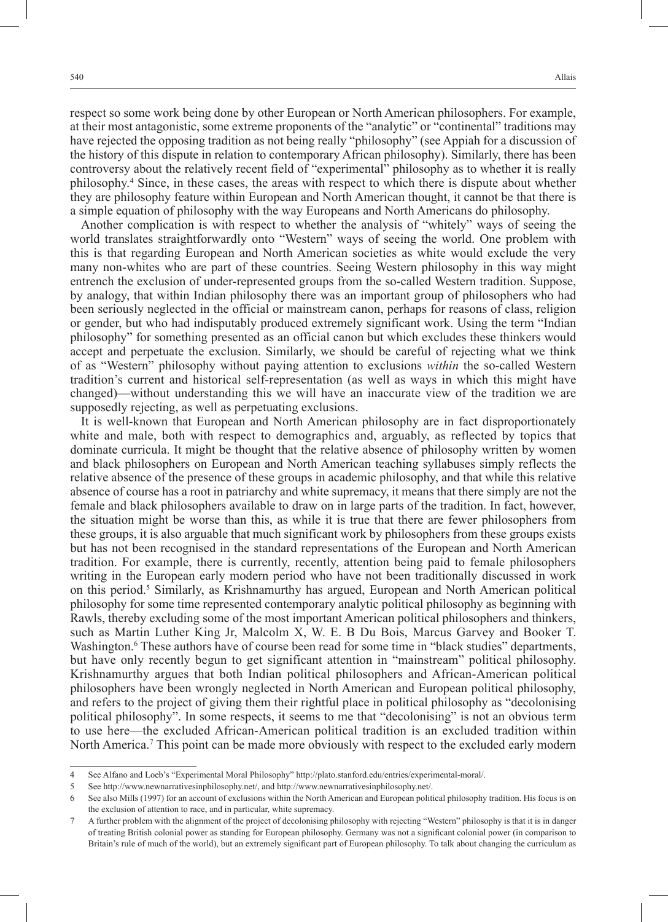respect so some work being done by other European or North American philosophers. For example, at their most antagonistic, some extreme proponents of the "analytic" or "continental" traditions may have rejected the opposing tradition as not being really "philosophy" (see Appiah for a discussion of the history of this dispute in relation to contemporary African philosophy). Similarly, there has been controversy about the relatively recent field of "experimental" philosophy as to whether it is really philosophy.[4] Since, in these cases, the areas with respect to which there is dispute about whether they are philosophy feature within European and North American thought, it cannot be that there is a simple equation of philosophy with the way Europeans and North Americans do philosophy.

Another complication is with respect to whether the analysis of "whitely" ways of seeing the world translates straightforwardly onto "Western" ways of seeing the world. One problem with this is that regarding European and North American societies as white would exclude the very many non-whites who are part of these countries. Seeing Western philosophy in this way might entrench the exclusion of under-represented groups from the so-called Western tradition. Suppose, by analogy, that within Indian philosophy there was an important group of philosophers who had been seriously neglected in the official or mainstream canon, perhaps for reasons of class, religion or gender, but who had indisputably produced extremely significant work. Using the term "Indian philosophy" for something presented as an official canon but which excludes these thinkers would accept and perpetuate the exclusion. Similarly, we should be careful of rejecting what we think of as "Western" philosophy without paying attention to exclusions *within* the so-called Western tradition's current and historical self-representation (as well as ways in which this might have changed)—without understanding this we will have an inaccurate view of the tradition we are supposedly rejecting, as well as perpetuating exclusions.

It is well-known that European and North American philosophy are in fact disproportionately white and male, both with respect to demographics and, arguably, as reflected by topics that dominate curricula. It might be thought that the relative absence of philosophy written by women and black philosophers on European and North American teaching syllabuses simply reflects the relative absence of the presence of these groups in academic philosophy, and that while this relative absence of course has a root in patriarchy and white supremacy, it means that there simply are not the female and black philosophers available to draw on in large parts of the tradition. In fact, however, the situation might be worse than this, as while it is true that there are fewer philosophers from these groups, it is also arguable that much significant work by philosophers from these groups exists but has not been recognised in the standard representations of the European and North American tradition. For example, there is currently, recently, attention being paid to female philosophers writing in the European early modern period who have not been traditionally discussed in work on this period.[5] Similarly, as Krishnamurthy has argued, European and North American political philosophy for some time represented contemporary analytic political philosophy as beginning with Rawls, thereby excluding some of the most important American political philosophers and thinkers, such as Martin Luther King Jr, Malcolm X, W. E. B Du Bois, Marcus Garvey and Booker T. Washington.[6] These authors have of course been read for some time in "black studies" departments, but have only recently begun to get significant attention in "mainstream" political philosophy. Krishnamurthy argues that both Indian political philosophers and African-American political philosophers have been wrongly neglected in North American and European political philosophy, and refers to the project of giving them their rightful place in political philosophy as "decolonising political philosophy". In some respects, it seems to me that "decolonising" is not an obvious term to use here—the excluded African-American political tradition is an excluded tradition within North America.[7] This point can be made more obviously with respect to the excluded early modern

---

4 See Alfano and Loeb's "Experimental Moral Philosophy" http://plato.stanford.edu/entries/experimental-moral/.

5 See http://www.newnarrativesinphilosophy.net/, and http://www.newnarrativesinphilosophy.net/.

6 See also Mills (1997) for an account of exclusions within the North American and European political philosophy tradition. His focus is on the exclusion of attention to race, and in particular, white supremacy.

7 A further problem with the alignment of the project of decolonising philosophy with rejecting "Western" philosophy is that it is in danger of treating British colonial power as standing for European philosophy. Germany was not a significant colonial power (in comparison to Britain's rule of much of the world), but an extremely significant part of European philosophy. To talk about changing the curriculum as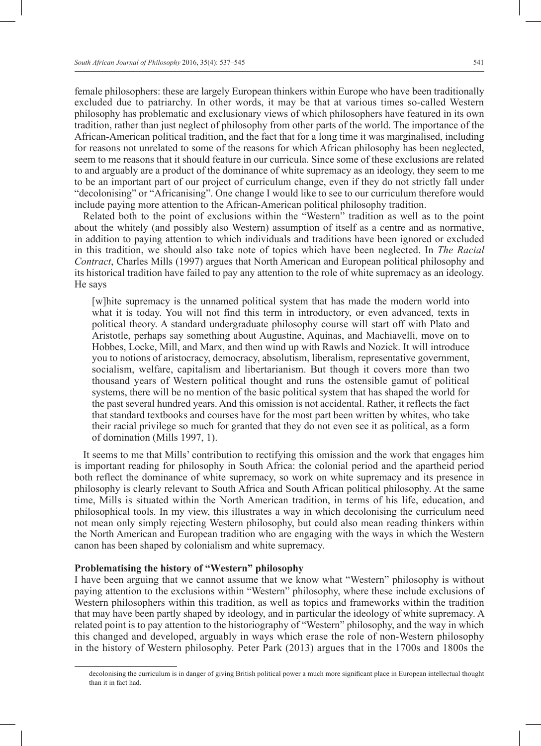female philosophers: these are largely European thinkers within Europe who have been traditionally excluded due to patriarchy. In other words, it may be that at various times so-called Western philosophy has problematic and exclusionary views of which philosophers have featured in its own tradition, rather than just neglect of philosophy from other parts of the world. The importance of the African-American political tradition, and the fact that for a long time it was marginalised, including for reasons not unrelated to some of the reasons for which African philosophy has been neglected, seem to me reasons that it should feature in our curricula. Since some of these exclusions are related to and arguably are a product of the dominance of white supremacy as an ideology, they seem to me to be an important part of our project of curriculum change, even if they do not strictly fall under "decolonising" or "Africanising". One change I would like to see to our curriculum therefore would include paying more attention to the African-American political philosophy tradition.

Related both to the point of exclusions within the "Western" tradition as well as to the point about the whitely (and possibly also Western) assumption of itself as a centre and as normative, in addition to paying attention to which individuals and traditions have been ignored or excluded in this tradition, we should also take note of topics which have been neglected. In *The Racial Contract*, Charles Mills (1997) argues that North American and European political philosophy and its historical tradition have failed to pay any attention to the role of white supremacy as an ideology. He says

> [w]hite supremacy is the unnamed political system that has made the modern world into what it is today. You will not find this term in introductory, or even advanced, texts in political theory. A standard undergraduate philosophy course will start off with Plato and Aristotle, perhaps say something about Augustine, Aquinas, and Machiavelli, move on to Hobbes, Locke, Mill, and Marx, and then wind up with Rawls and Nozick. It will introduce you to notions of aristocracy, democracy, absolutism, liberalism, representative government, socialism, welfare, capitalism and libertarianism. But though it covers more than two thousand years of Western political thought and runs the ostensible gamut of political systems, there will be no mention of the basic political system that has shaped the world for the past several hundred years. And this omission is not accidental. Rather, it reflects the fact that standard textbooks and courses have for the most part been written by whites, who take their racial privilege so much for granted that they do not even see it as political, as a form of domination (Mills 1997, 1).

It seems to me that Mills' contribution to rectifying this omission and the work that engages him is important reading for philosophy in South Africa: the colonial period and the apartheid period both reflect the dominance of white supremacy, so work on white supremacy and its presence in philosophy is clearly relevant to South Africa and South African political philosophy. At the same time, Mills is situated within the North American tradition, in terms of his life, education, and philosophical tools. In my view, this illustrates a way in which decolonising the curriculum need not mean only simply rejecting Western philosophy, but could also mean reading thinkers within the North American and European tradition who are engaging with the ways in which the Western canon has been shaped by colonialism and white supremacy.

## Problematising the history of "Western" philosophy

I have been arguing that we cannot assume that we know what "Western" philosophy is without paying attention to the exclusions within "Western" philosophy, where these include exclusions of Western philosophers within this tradition, as well as topics and frameworks within the tradition that may have been partly shaped by ideology, and in particular the ideology of white supremacy. A related point is to pay attention to the historiography of "Western" philosophy, and the way in which this changed and developed, arguably in ways which erase the role of non-Western philosophy in the history of Western philosophy. Peter Park (2013) argues that in the 1700s and 1800s the

---

decolonising the curriculum is in danger of giving British political power a much more significant place in European intellectual thought than it in fact had.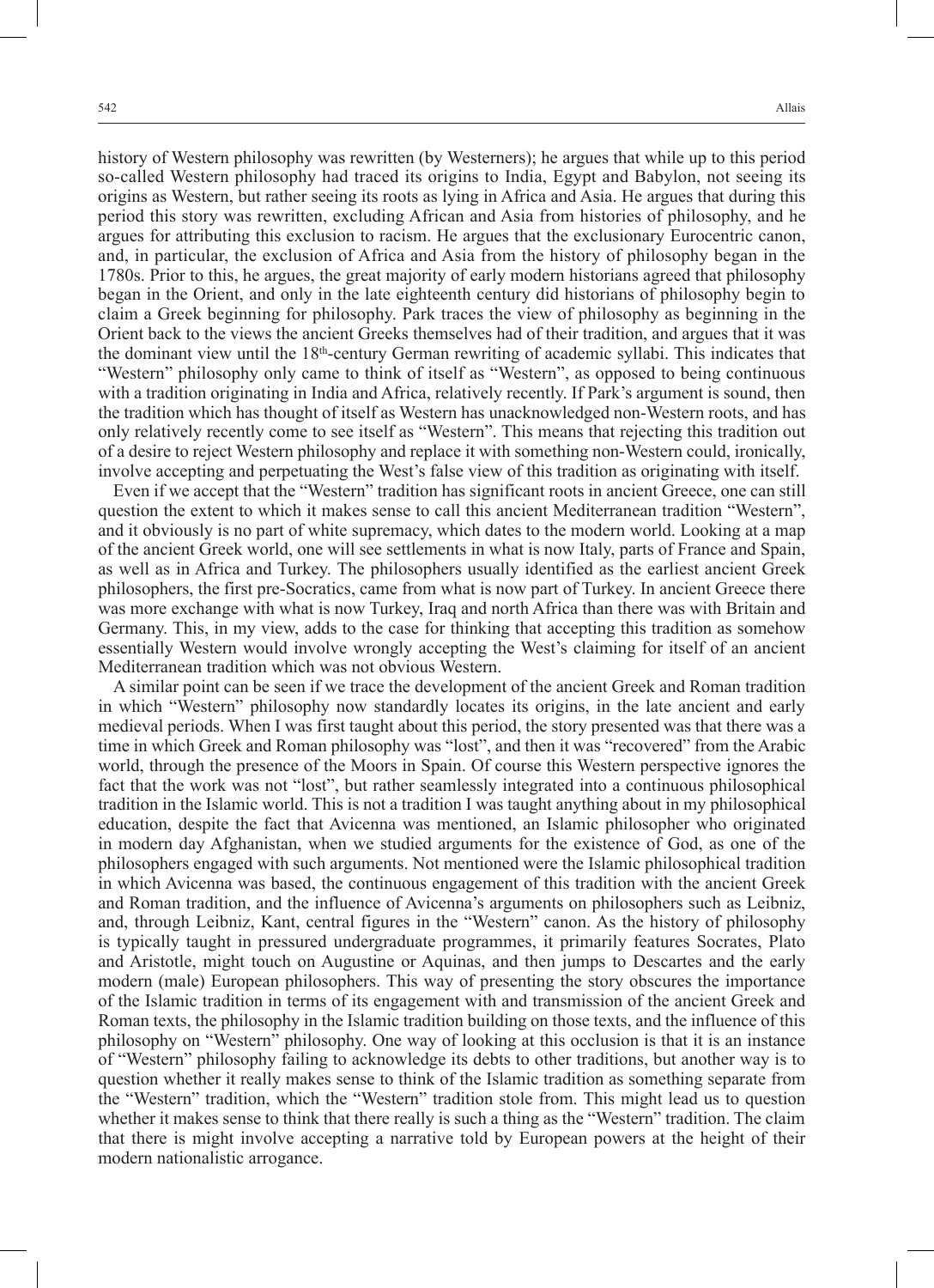history of Western philosophy was rewritten (by Westerners); he argues that while up to this period so-called Western philosophy had traced its origins to India, Egypt and Babylon, not seeing its origins as Western, but rather seeing its roots as lying in Africa and Asia. He argues that during this period this story was rewritten, excluding African and Asia from histories of philosophy, and he argues for attributing this exclusion to racism. He argues that the exclusionary Eurocentric canon, and, in particular, the exclusion of Africa and Asia from the history of philosophy began in the 1780s. Prior to this, he argues, the great majority of early modern historians agreed that philosophy began in the Orient, and only in the late eighteenth century did historians of philosophy begin to claim a Greek beginning for philosophy. Park traces the view of philosophy as beginning in the Orient back to the views the ancient Greeks themselves had of their tradition, and argues that it was the dominant view until the 18th-century German rewriting of academic syllabi. This indicates that "Western" philosophy only came to think of itself as "Western", as opposed to being continuous with a tradition originating in India and Africa, relatively recently. If Park's argument is sound, then the tradition which has thought of itself as Western has unacknowledged non-Western roots, and has only relatively recently come to see itself as "Western". This means that rejecting this tradition out of a desire to reject Western philosophy and replace it with something non-Western could, ironically, involve accepting and perpetuating the West's false view of this tradition as originating with itself.

Even if we accept that the "Western" tradition has significant roots in ancient Greece, one can still question the extent to which it makes sense to call this ancient Mediterranean tradition "Western", and it obviously is no part of white supremacy, which dates to the modern world. Looking at a map of the ancient Greek world, one will see settlements in what is now Italy, parts of France and Spain, as well as in Africa and Turkey. The philosophers usually identified as the earliest ancient Greek philosophers, the first pre-Socratics, came from what is now part of Turkey. In ancient Greece there was more exchange with what is now Turkey, Iraq and north Africa than there was with Britain and Germany. This, in my view, adds to the case for thinking that accepting this tradition as somehow essentially Western would involve wrongly accepting the West's claiming for itself of an ancient Mediterranean tradition which was not obvious Western.

A similar point can be seen if we trace the development of the ancient Greek and Roman tradition in which "Western" philosophy now standardly locates its origins, in the late ancient and early medieval periods. When I was first taught about this period, the story presented was that there was a time in which Greek and Roman philosophy was "lost", and then it was "recovered" from the Arabic world, through the presence of the Moors in Spain. Of course this Western perspective ignores the fact that the work was not "lost", but rather seamlessly integrated into a continuous philosophical tradition in the Islamic world. This is not a tradition I was taught anything about in my philosophical education, despite the fact that Avicenna was mentioned, an Islamic philosopher who originated in modern day Afghanistan, when we studied arguments for the existence of God, as one of the philosophers engaged with such arguments. Not mentioned were the Islamic philosophical tradition in which Avicenna was based, the continuous engagement of this tradition with the ancient Greek and Roman tradition, and the influence of Avicenna's arguments on philosophers such as Leibniz, and, through Leibniz, Kant, central figures in the "Western" canon. As the history of philosophy is typically taught in pressured undergraduate programmes, it primarily features Socrates, Plato and Aristotle, might touch on Augustine or Aquinas, and then jumps to Descartes and the early modern (male) European philosophers. This way of presenting the story obscures the importance of the Islamic tradition in terms of its engagement with and transmission of the ancient Greek and Roman texts, the philosophy in the Islamic tradition building on those texts, and the influence of this philosophy on "Western" philosophy. One way of looking at this occlusion is that it is an instance of "Western" philosophy failing to acknowledge its debts to other traditions, but another way is to question whether it really makes sense to think of the Islamic tradition as something separate from the "Western" tradition, which the "Western" tradition stole from. This might lead us to question whether it makes sense to think that there really is such a thing as the "Western" tradition. The claim that there is might involve accepting a narrative told by European powers at the height of their modern nationalistic arrogance.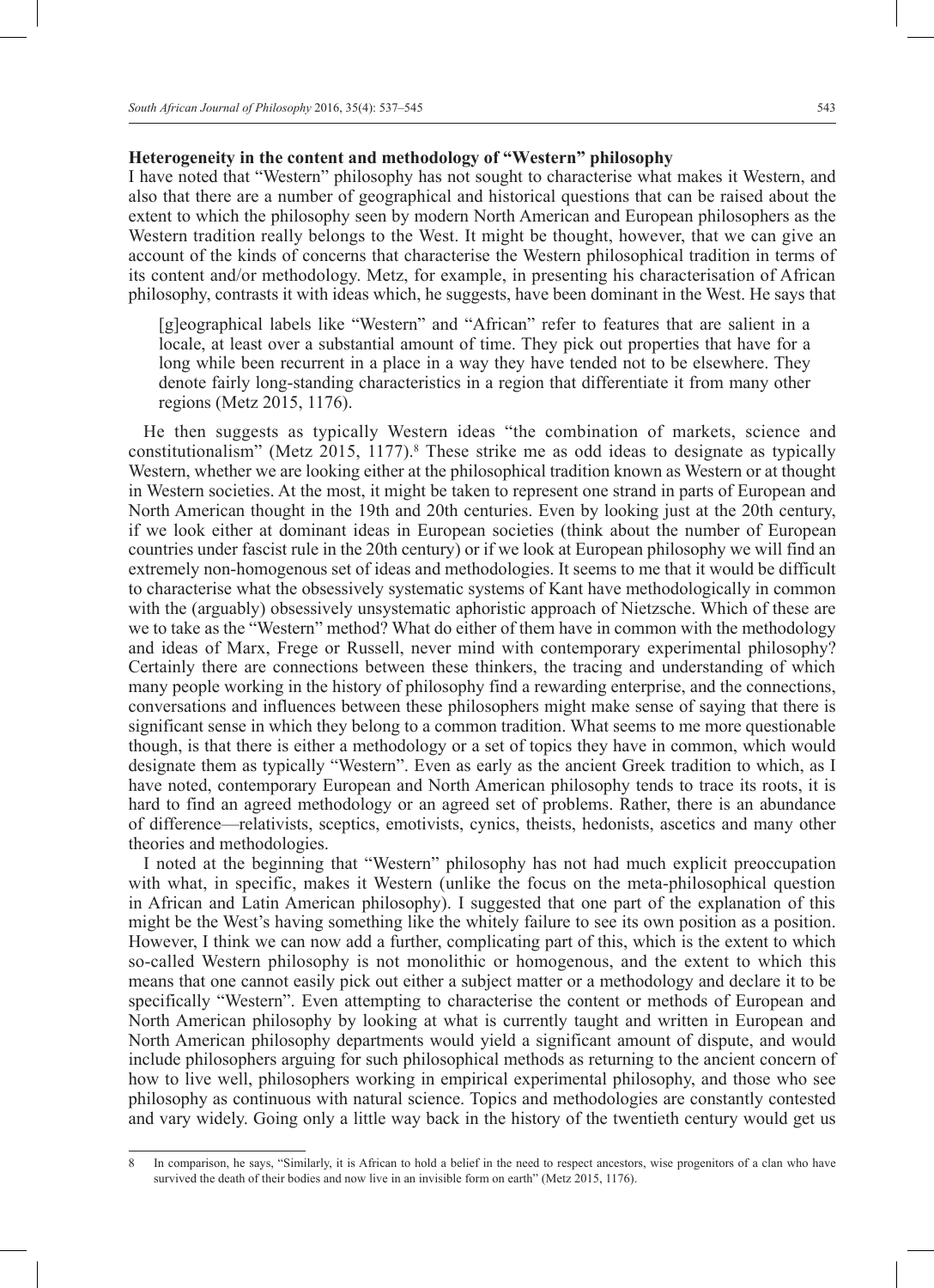## Heterogeneity in the content and methodology of "Western" philosophy

I have noted that "Western" philosophy has not sought to characterise what makes it Western, and also that there are a number of geographical and historical questions that can be raised about the extent to which the philosophy seen by modern North American and European philosophers as the Western tradition really belongs to the West. It might be thought, however, that we can give an account of the kinds of concerns that characterise the Western philosophical tradition in terms of its content and/or methodology. Metz, for example, in presenting his characterisation of African philosophy, contrasts it with ideas which, he suggests, have been dominant in the West. He says that

> [g]eographical labels like "Western" and "African" refer to features that are salient in a locale, at least over a substantial amount of time. They pick out properties that have for a long while been recurrent in a place in a way they have tended not to be elsewhere. They denote fairly long-standing characteristics in a region that differentiate it from many other regions (Metz 2015, 1176).

He then suggests as typically Western ideas "the combination of markets, science and constitutionalism" (Metz 2015, 1177).[8] These strike me as odd ideas to designate as typically Western, whether we are looking either at the philosophical tradition known as Western or at thought in Western societies. At the most, it might be taken to represent one strand in parts of European and North American thought in the 19th and 20th centuries. Even by looking just at the 20th century, if we look either at dominant ideas in European societies (think about the number of European countries under fascist rule in the 20th century) or if we look at European philosophy we will find an extremely non-homogenous set of ideas and methodologies. It seems to me that it would be difficult to characterise what the obsessively systematic systems of Kant have methodologically in common with the (arguably) obsessively unsystematic aphoristic approach of Nietzsche. Which of these are we to take as the "Western" method? What do either of them have in common with the methodology and ideas of Marx, Frege or Russell, never mind with contemporary experimental philosophy? Certainly there are connections between these thinkers, the tracing and understanding of which many people working in the history of philosophy find a rewarding enterprise, and the connections, conversations and influences between these philosophers might make sense of saying that there is significant sense in which they belong to a common tradition. What seems to me more questionable though, is that there is either a methodology or a set of topics they have in common, which would designate them as typically "Western". Even as early as the ancient Greek tradition to which, as I have noted, contemporary European and North American philosophy tends to trace its roots, it is hard to find an agreed methodology or an agreed set of problems. Rather, there is an abundance of difference—relativists, sceptics, emotivists, cynics, theists, hedonists, ascetics and many other theories and methodologies.

I noted at the beginning that "Western" philosophy has not had much explicit preoccupation with what, in specific, makes it Western (unlike the focus on the meta-philosophical question in African and Latin American philosophy). I suggested that one part of the explanation of this might be the West's having something like the whitely failure to see its own position as a position. However, I think we can now add a further, complicating part of this, which is the extent to which so-called Western philosophy is not monolithic or homogenous, and the extent to which this means that one cannot easily pick out either a subject matter or a methodology and declare it to be specifically "Western". Even attempting to characterise the content or methods of European and North American philosophy by looking at what is currently taught and written in European and North American philosophy departments would yield a significant amount of dispute, and would include philosophers arguing for such philosophical methods as returning to the ancient concern of how to live well, philosophers working in empirical experimental philosophy, and those who see philosophy as continuous with natural science. Topics and methodologies are constantly contested and vary widely. Going only a little way back in the history of the twentieth century would get us

---

8 In comparison, he says, "Similarly, it is African to hold a belief in the need to respect ancestors, wise progenitors of a clan who have survived the death of their bodies and now live in an invisible form on earth" (Metz 2015, 1176).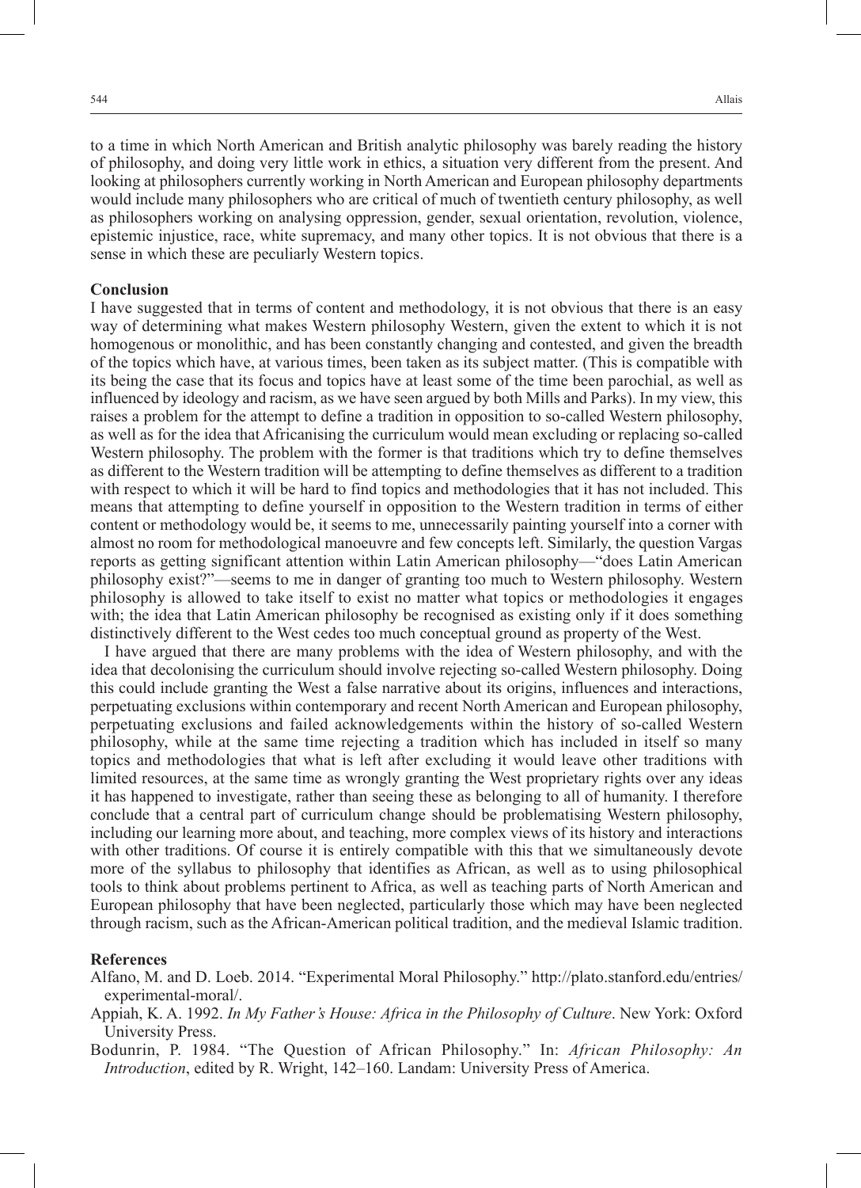to a time in which North American and British analytic philosophy was barely reading the history of philosophy, and doing very little work in ethics, a situation very different from the present. And looking at philosophers currently working in North American and European philosophy departments would include many philosophers who are critical of much of twentieth century philosophy, as well as philosophers working on analysing oppression, gender, sexual orientation, revolution, violence, epistemic injustice, race, white supremacy, and many other topics. It is not obvious that there is a sense in which these are peculiarly Western topics.

## Conclusion

I have suggested that in terms of content and methodology, it is not obvious that there is an easy way of determining what makes Western philosophy Western, given the extent to which it is not homogenous or monolithic, and has been constantly changing and contested, and given the breadth of the topics which have, at various times, been taken as its subject matter. (This is compatible with its being the case that its focus and topics have at least some of the time been parochial, as well as influenced by ideology and racism, as we have seen argued by both Mills and Parks). In my view, this raises a problem for the attempt to define a tradition in opposition to so-called Western philosophy, as well as for the idea that Africanising the curriculum would mean excluding or replacing so-called Western philosophy. The problem with the former is that traditions which try to define themselves as different to the Western tradition will be attempting to define themselves as different to a tradition with respect to which it will be hard to find topics and methodologies that it has not included. This means that attempting to define yourself in opposition to the Western tradition in terms of either content or methodology would be, it seems to me, unnecessarily painting yourself into a corner with almost no room for methodological manoeuvre and few concepts left. Similarly, the question Vargas reports as getting significant attention within Latin American philosophy—"does Latin American philosophy exist?"—seems to me in danger of granting too much to Western philosophy. Western philosophy is allowed to take itself to exist no matter what topics or methodologies it engages with; the idea that Latin American philosophy be recognised as existing only if it does something distinctively different to the West cedes too much conceptual ground as property of the West.

I have argued that there are many problems with the idea of Western philosophy, and with the idea that decolonising the curriculum should involve rejecting so-called Western philosophy. Doing this could include granting the West a false narrative about its origins, influences and interactions, perpetuating exclusions within contemporary and recent North American and European philosophy, perpetuating exclusions and failed acknowledgements within the history of so-called Western philosophy, while at the same time rejecting a tradition which has included in itself so many topics and methodologies that what is left after excluding it would leave other traditions with limited resources, at the same time as wrongly granting the West proprietary rights over any ideas it has happened to investigate, rather than seeing these as belonging to all of humanity. I therefore conclude that a central part of curriculum change should be problematising Western philosophy, including our learning more about, and teaching, more complex views of its history and interactions with other traditions. Of course it is entirely compatible with this that we simultaneously devote more of the syllabus to philosophy that identifies as African, as well as to using philosophical tools to think about problems pertinent to Africa, as well as teaching parts of North American and European philosophy that have been neglected, particularly those which may have been neglected through racism, such as the African-American political tradition, and the medieval Islamic tradition.

## References

Alfano, M. and D. Loeb. 2014. "Experimental Moral Philosophy." http://plato.stanford.edu/entries/experimental-moral/.

Appiah, K. A. 1992. *In My Father's House: Africa in the Philosophy of Culture*. New York: Oxford University Press.

Bodunrin, P. 1984. "The Question of African Philosophy." In: *African Philosophy: An Introduction*, edited by R. Wright, 142–160. Landam: University Press of America.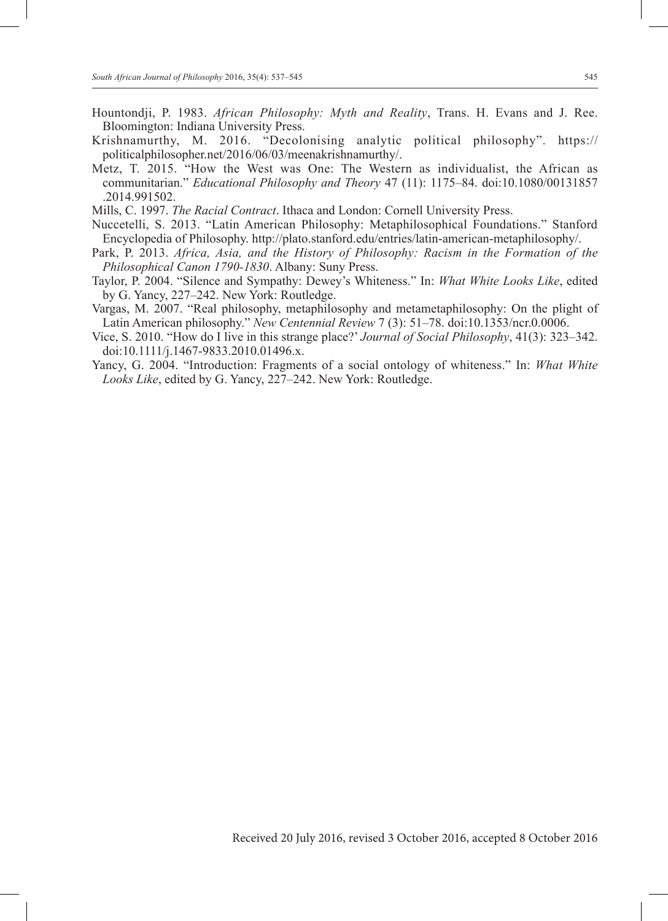Hountondji, P. 1983. *African Philosophy: Myth and Reality*, Trans. H. Evans and J. Ree. Bloomington: Indiana University Press.

Krishnamurthy, M. 2016. "Decolonising analytic political philosophy". https://politicalphilosopher.net/2016/06/03/meenakrishnamurthy/.

Metz, T. 2015. "How the West was One: The Western as individualist, the African as communitarian." *Educational Philosophy and Theory* 47 (11): 1175–84. doi:10.1080/00131857.2014.991502.

Mills, C. 1997. *The Racial Contract*. Ithaca and London: Cornell University Press.

Nuccetelli, S. 2013. "Latin American Philosophy: Metaphilosophical Foundations." Stanford Encyclopedia of Philosophy. http://plato.stanford.edu/entries/latin-american-metaphilosophy/.

Park, P. 2013. *Africa, Asia, and the History of Philosophy: Racism in the Formation of the Philosophical Canon 1790-1830*. Albany: Suny Press.

Taylor, P. 2004. "Silence and Sympathy: Dewey's Whiteness." In: *What White Looks Like*, edited by G. Yancy, 227–242. New York: Routledge.

Vargas, M. 2007. "Real philosophy, metaphilosophy and metametaphilosophy: On the plight of Latin American philosophy." *New Centennial Review* 7 (3): 51–78. doi:10.1353/ncr.0.0006.

Vice, S. 2010. "How do I live in this strange place?' *Journal of Social Philosophy*, 41(3): 323–342. doi:10.1111/j.1467-9833.2010.01496.x.

Yancy, G. 2004. "Introduction: Fragments of a social ontology of whiteness." In: *What White Looks Like*, edited by G. Yancy, 227–242. New York: Routledge.

Received 20 July 2016, revised 3 October 2016, accepted 8 October 2016